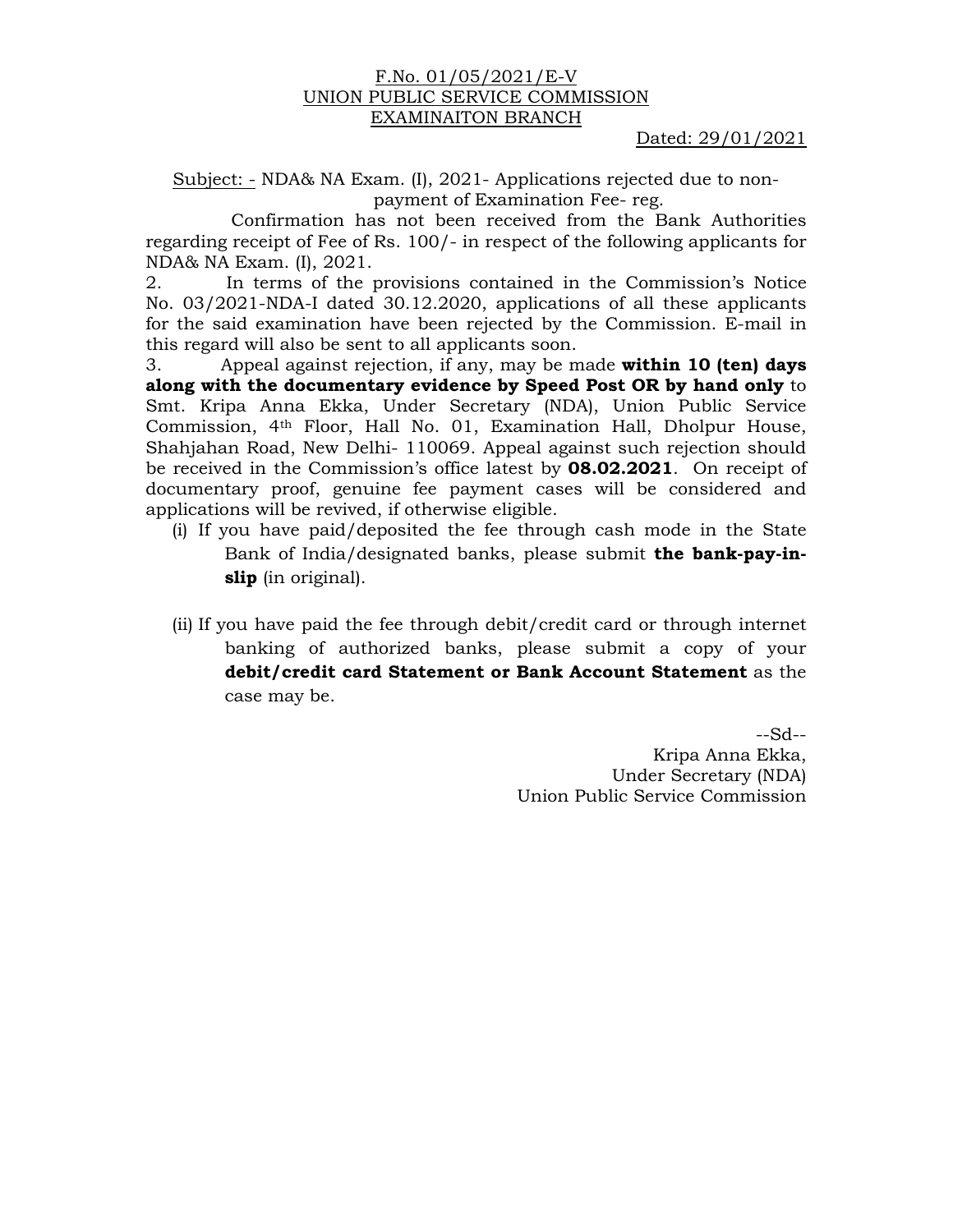F.No. 01/05/2021/E-V
UNION PUBLIC SERVICE COMMISSION
EXAMINAITON BRANCH

Dated: 29/01/2021

Subject: - NDA& NA Exam. (I), 2021- Applications rejected due to non-payment of Examination Fee- reg.

Confirmation has not been received from the Bank Authorities regarding receipt of Fee of Rs. 100/- in respect of the following applicants for NDA& NA Exam. (I), 2021.

2. In terms of the provisions contained in the Commission's Notice No. 03/2021-NDA-I dated 30.12.2020, applications of all these applicants for the said examination have been rejected by the Commission. E-mail in this regard will also be sent to all applicants soon.

3. Appeal against rejection, if any, may be made **within 10 (ten) days along with the documentary evidence by Speed Post OR by hand only** to Smt. Kripa Anna Ekka, Under Secretary (NDA), Union Public Service Commission, 4th Floor, Hall No. 01, Examination Hall, Dholpur House, Shahjahan Road, New Delhi- 110069. Appeal against such rejection should be received in the Commission's office latest by **08.02.2021**. On receipt of documentary proof, genuine fee payment cases will be considered and applications will be revived, if otherwise eligible.

(i) If you have paid/deposited the fee through cash mode in the State Bank of India/designated banks, please submit **the bank-pay-in-slip** (in original).

(ii) If you have paid the fee through debit/credit card or through internet banking of authorized banks, please submit a copy of your **debit/credit card Statement or Bank Account Statement** as the case may be.

--Sd--
Kripa Anna Ekka,
Under Secretary (NDA)
Union Public Service Commission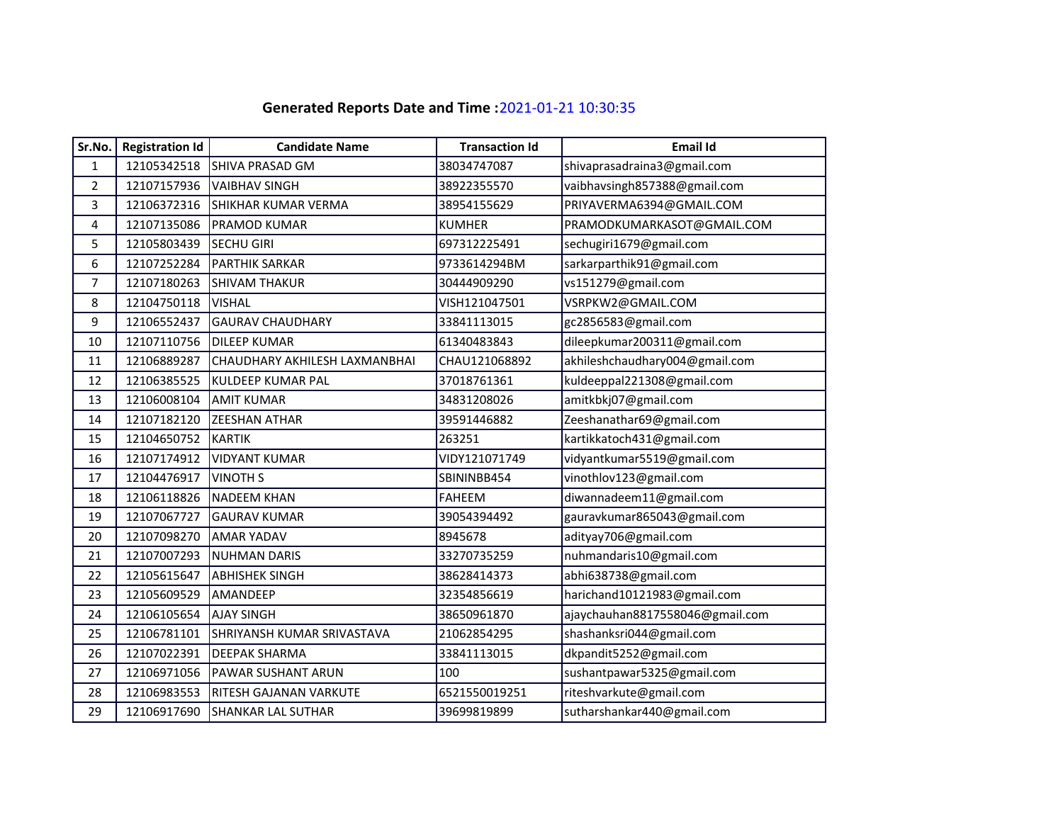**Generated Reports Date and Time :**2021-01-21 10:30:35

| Sr.No. | Registration Id | Candidate Name | Transaction Id | Email Id |
|---|---|---|---|---|
| 1 | 12105342518 | SHIVA PRASAD GM | 38034747087 | shivaprasadraina3@gmail.com |
| 2 | 12107157936 | VAIBHAV SINGH | 38922355570 | vaibhavsingh857388@gmail.com |
| 3 | 12106372316 | SHIKHAR KUMAR VERMA | 38954155629 | PRIYAVERMA6394@GMAIL.COM |
| 4 | 12107135086 | PRAMOD KUMAR | KUMHER | PRAMODKUMARKASOT@GMAIL.COM |
| 5 | 12105803439 | SECHU GIRI | 697312225491 | sechugiri1679@gmail.com |
| 6 | 12107252284 | PARTHIK SARKAR | 9733614294BM | sarkarparthik91@gmail.com |
| 7 | 12107180263 | SHIVAM THAKUR | 30444909290 | vs151279@gmail.com |
| 8 | 12104750118 | VISHAL | VISH121047501 | VSRPKW2@GMAIL.COM |
| 9 | 12106552437 | GAURAV CHAUDHARY | 33841113015 | gc2856583@gmail.com |
| 10 | 12107110756 | DILEEP KUMAR | 61340483843 | dileepkumar200311@gmail.com |
| 11 | 12106889287 | CHAUDHARY AKHILESH LAXMANBHAI | CHAU121068892 | akhileshchaudhary004@gmail.com |
| 12 | 12106385525 | KULDEEP KUMAR PAL | 37018761361 | kuldeeppal221308@gmail.com |
| 13 | 12106008104 | AMIT KUMAR | 34831208026 | amitkbkj07@gmail.com |
| 14 | 12107182120 | ZEESHAN ATHAR | 39591446882 | Zeeshanathar69@gmail.com |
| 15 | 12104650752 | KARTIK | 263251 | kartikkatoch431@gmail.com |
| 16 | 12107174912 | VIDYANT KUMAR | VIDY121071749 | vidyantkumar5519@gmail.com |
| 17 | 12104476917 | VINOTH S | SBININBB454 | vinothlov123@gmail.com |
| 18 | 12106118826 | NADEEM KHAN | FAHEEM | diwannadeem11@gmail.com |
| 19 | 12107067727 | GAURAV KUMAR | 39054394492 | gauravkumar865043@gmail.com |
| 20 | 12107098270 | AMAR YADAV | 8945678 | adityay706@gmail.com |
| 21 | 12107007293 | NUHMAN DARIS | 33270735259 | nuhmandaris10@gmail.com |
| 22 | 12105615647 | ABHISHEK SINGH | 38628414373 | abhi638738@gmail.com |
| 23 | 12105609529 | AMANDEEP | 32354856619 | harichand10121983@gmail.com |
| 24 | 12106105654 | AJAY SINGH | 38650961870 | ajaychauhan8817558046@gmail.com |
| 25 | 12106781101 | SHRIYANSH KUMAR SRIVASTAVA | 21062854295 | shashanksri044@gmail.com |
| 26 | 12107022391 | DEEPAK SHARMA | 33841113015 | dkpandit5252@gmail.com |
| 27 | 12106971056 | PAWAR SUSHANT ARUN | 100 | sushantpawar5325@gmail.com |
| 28 | 12106983553 | RITESH GAJANAN VARKUTE | 6521550019251 | riteshvarkute@gmail.com |
| 29 | 12106917690 | SHANKAR LAL SUTHAR | 39699819899 | sutharshankar440@gmail.com |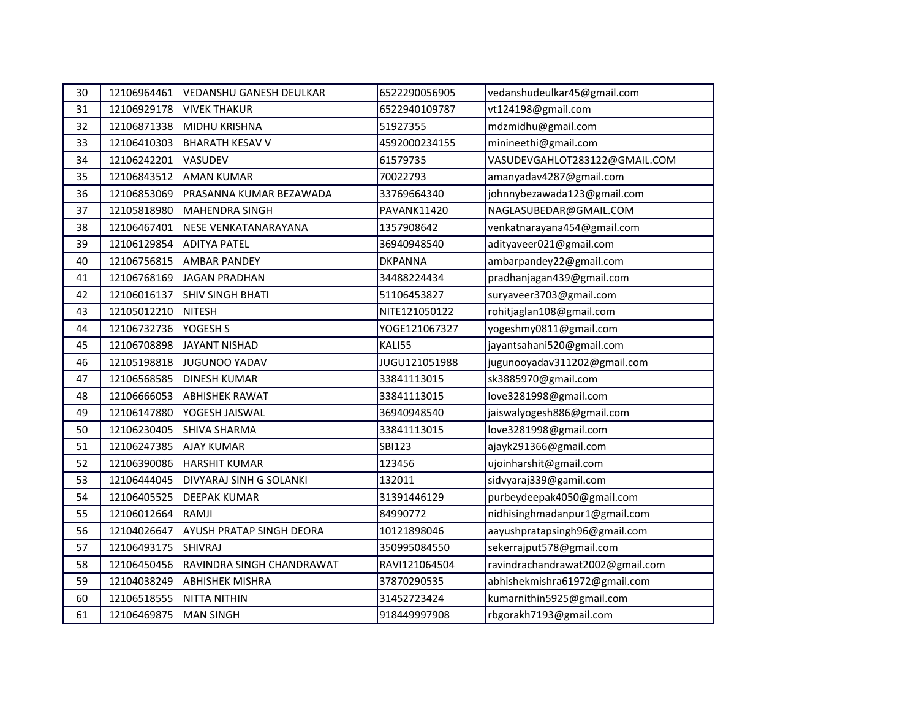| | | | | |
|---|---|---|---|---|
| 30 | 12106964461 | VEDANSHU GANESH DEULKAR | 6522290056905 | vedanshudeulkar45@gmail.com |
| 31 | 12106929178 | VIVEK THAKUR | 6522940109787 | vt124198@gmail.com |
| 32 | 12106871338 | MIDHU KRISHNA | 51927355 | mdzmidhu@gmail.com |
| 33 | 12106410303 | BHARATH KESAV V | 4592000234155 | minineethi@gmail.com |
| 34 | 12106242201 | VASUDEV | 61579735 | VASUDEVGAHLOT283122@GMAIL.COM |
| 35 | 12106843512 | AMAN KUMAR | 70022793 | amanyadav4287@gmail.com |
| 36 | 12106853069 | PRASANNA KUMAR BEZAWADA | 33769664340 | johnnybezawada123@gmail.com |
| 37 | 12105818980 | MAHENDRA SINGH | PAVANK11420 | NAGLASUBEDAR@GMAIL.COM |
| 38 | 12106467401 | NESE VENKATANARAYANA | 1357908642 | venkatnarayana454@gmail.com |
| 39 | 12106129854 | ADITYA PATEL | 36940948540 | adityaveer021@gmail.com |
| 40 | 12106756815 | AMBAR PANDEY | DKPANNA | ambarpandey22@gmail.com |
| 41 | 12106768169 | JAGAN PRADHAN | 34488224434 | pradhanjagan439@gmail.com |
| 42 | 12106016137 | SHIV SINGH BHATI | 51106453827 | suryaveer3703@gmail.com |
| 43 | 12105012210 | NITESH | NITE121050122 | rohitjaglan108@gmail.com |
| 44 | 12106732736 | YOGESH S | YOGE121067327 | yogeshmy0811@gmail.com |
| 45 | 12106708898 | JAYANT NISHAD | KALI55 | jayantsahani520@gmail.com |
| 46 | 12105198818 | JUGUNOO YADAV | JUGU121051988 | jugunooyadav311202@gmail.com |
| 47 | 12106568585 | DINESH KUMAR | 33841113015 | sk3885970@gmail.com |
| 48 | 12106666053 | ABHISHEK RAWAT | 33841113015 | love3281998@gmail.com |
| 49 | 12106147880 | YOGESH JAISWAL | 36940948540 | jaiswalyogesh886@gmail.com |
| 50 | 12106230405 | SHIVA SHARMA | 33841113015 | love3281998@gmail.com |
| 51 | 12106247385 | AJAY KUMAR | SBI123 | ajayk291366@gmail.com |
| 52 | 12106390086 | HARSHIT KUMAR | 123456 | ujoinharshit@gmail.com |
| 53 | 12106444045 | DIVYARAJ SINH G SOLANKI | 132011 | sidvyaraj339@gamil.com |
| 54 | 12106405525 | DEEPAK KUMAR | 31391446129 | purbeydeepak4050@gmail.com |
| 55 | 12106012664 | RAMJI | 84990772 | nidhisinghmadanpur1@gmail.com |
| 56 | 12104026647 | AYUSH PRATAP SINGH DEORA | 10121898046 | aayushpratapsingh96@gmail.com |
| 57 | 12106493175 | SHIVRAJ | 350995084550 | sekerrajput578@gmail.com |
| 58 | 12106450456 | RAVINDRA SINGH CHANDRAWAT | RAVI121064504 | ravindrachandrawat2002@gmail.com |
| 59 | 12104038249 | ABHISHEK MISHRA | 37870290535 | abhishekmishra61972@gmail.com |
| 60 | 12106518555 | NITTA NITHIN | 31452723424 | kumarnithin5925@gmail.com |
| 61 | 12106469875 | MAN SINGH | 918449997908 | rbgorakh7193@gmail.com |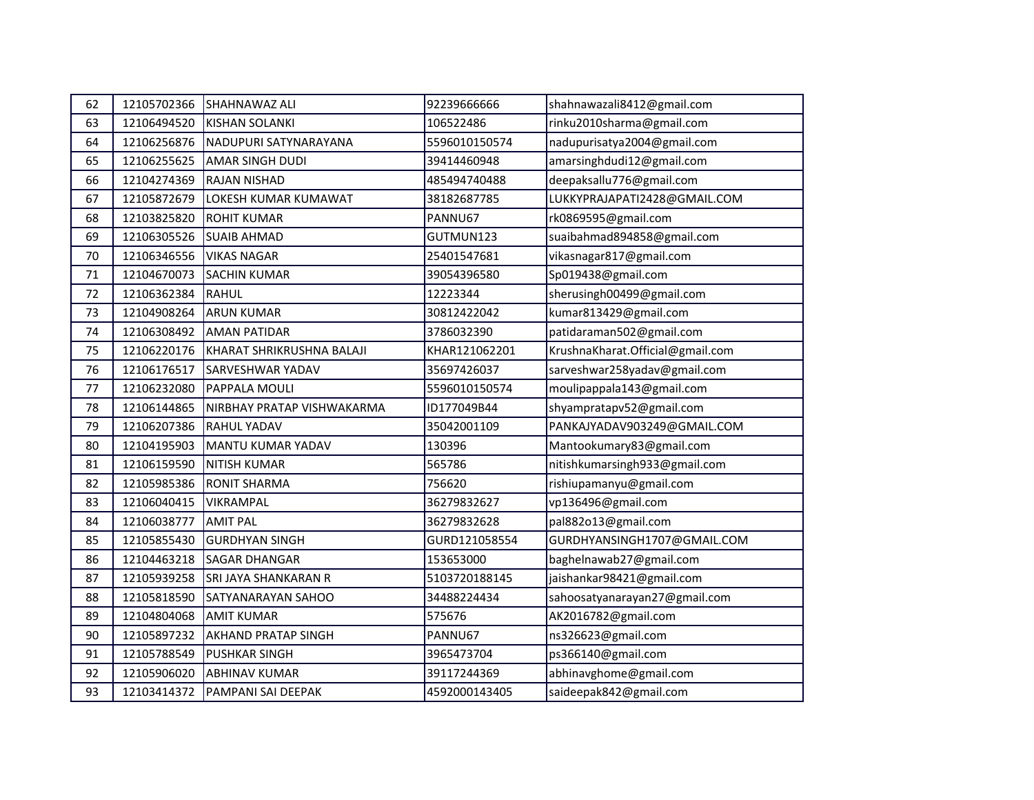| 62 | 12105702366 | SHAHNAWAZ ALI | 92239666666 | shahnawazali8412@gmail.com |
|---|---|---|---|---|
| 63 | 12106494520 | KISHAN SOLANKI | 106522486 | rinku2010sharma@gmail.com |
| 64 | 12106256876 | NADUPURI SATYNARAYANA | 5596010150574 | nadupurisatya2004@gmail.com |
| 65 | 12106255625 | AMAR SINGH DUDI | 39414460948 | amarsinghdudi12@gmail.com |
| 66 | 12104274369 | RAJAN NISHAD | 485494740488 | deepaksallu776@gmail.com |
| 67 | 12105872679 | LOKESH KUMAR KUMAWAT | 38182687785 | LUKKYPRAJAPATI2428@GMAIL.COM |
| 68 | 12103825820 | ROHIT KUMAR | PANNU67 | rk0869595@gmail.com |
| 69 | 12106305526 | SUAIB AHMAD | GUTMUN123 | suaibahmad894858@gmail.com |
| 70 | 12106346556 | VIKAS NAGAR | 25401547681 | vikasnagar817@gmail.com |
| 71 | 12104670073 | SACHIN KUMAR | 39054396580 | Sp019438@gmail.com |
| 72 | 12106362384 | RAHUL | 12223344 | sherusingh00499@gmail.com |
| 73 | 12104908264 | ARUN KUMAR | 30812422042 | kumar813429@gmail.com |
| 74 | 12106308492 | AMAN PATIDAR | 3786032390 | patidaraman502@gmail.com |
| 75 | 12106220176 | KHARAT SHRIKRUSHNA BALAJI | KHAR121062201 | KrushnaKharat.Official@gmail.com |
| 76 | 12106176517 | SARVESHWAR YADAV | 35697426037 | sarveshwar258yadav@gmail.com |
| 77 | 12106232080 | PAPPALA MOULI | 5596010150574 | moulipappala143@gmail.com |
| 78 | 12106144865 | NIRBHAY PRATAP VISHWAKARMA | ID177049B44 | shyampratapv52@gmail.com |
| 79 | 12106207386 | RAHUL YADAV | 35042001109 | PANKAJYADAV903249@GMAIL.COM |
| 80 | 12104195903 | MANTU KUMAR YADAV | 130396 | Mantookumary83@gmail.com |
| 81 | 12106159590 | NITISH KUMAR | 565786 | nitishkumarsingh933@gmail.com |
| 82 | 12105985386 | RONIT SHARMA | 756620 | rishiupamanyu@gmail.com |
| 83 | 12106040415 | VIKRAMPAL | 36279832627 | vp136496@gmail.com |
| 84 | 12106038777 | AMIT PAL | 36279832628 | pal882o13@gmail.com |
| 85 | 12105855430 | GURDHYAN SINGH | GURD121058554 | GURDHYANSINGH1707@GMAIL.COM |
| 86 | 12104463218 | SAGAR DHANGAR | 153653000 | baghelnawab27@gmail.com |
| 87 | 12105939258 | SRI JAYA SHANKARAN R | 5103720188145 | jaishankar98421@gmail.com |
| 88 | 12105818590 | SATYANARAYAN SAHOO | 34488224434 | sahoosatyanarayan27@gmail.com |
| 89 | 12104804068 | AMIT KUMAR | 575676 | AK2016782@gmail.com |
| 90 | 12105897232 | AKHAND PRATAP SINGH | PANNU67 | ns326623@gmail.com |
| 91 | 12105788549 | PUSHKAR SINGH | 3965473704 | ps366140@gmail.com |
| 92 | 12105906020 | ABHINAV KUMAR | 39117244369 | abhinavghome@gmail.com |
| 93 | 12103414372 | PAMPANI SAI DEEPAK | 4592000143405 | saideepak842@gmail.com |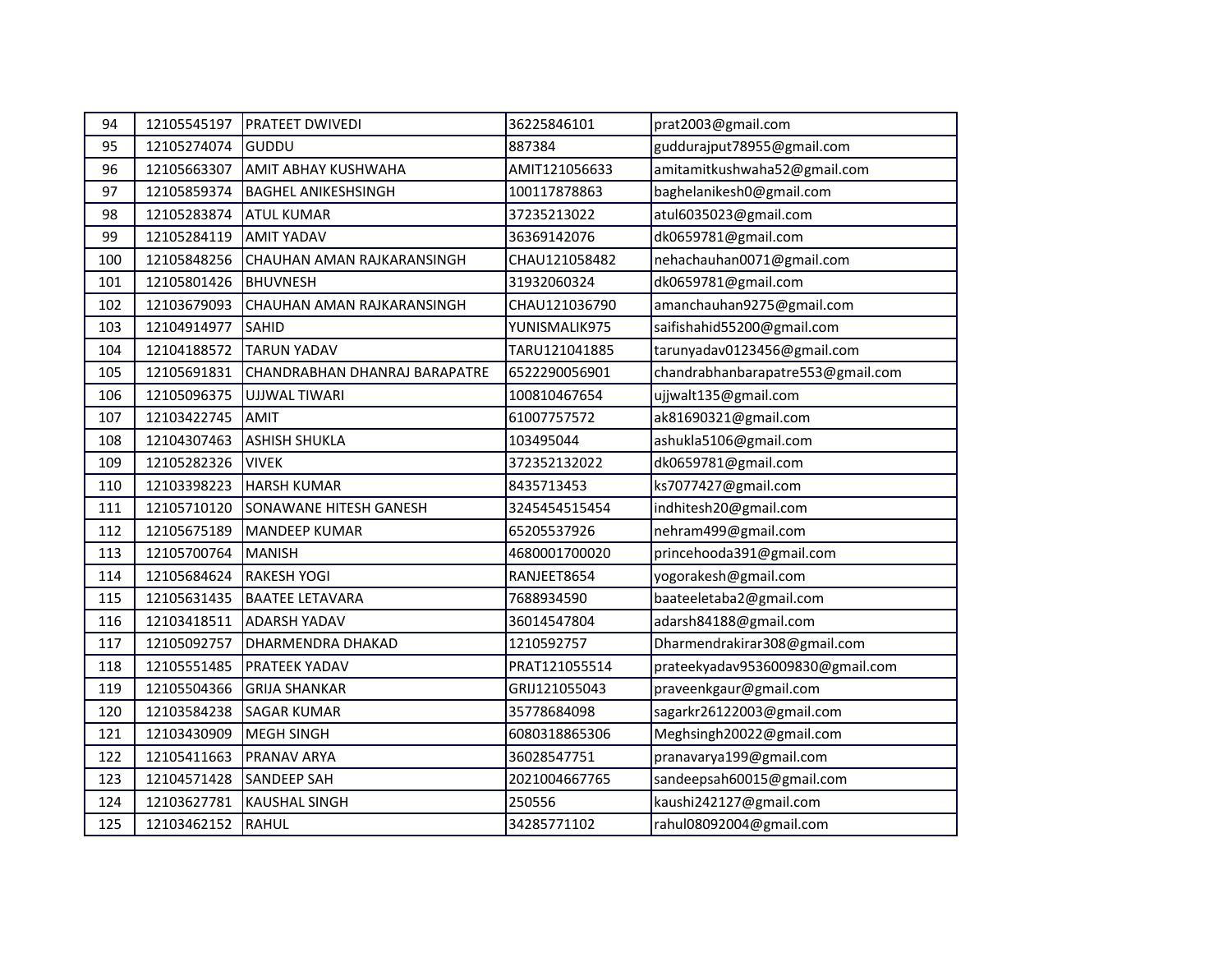| 94 | 12105545197 | PRATEET DWIVEDI | 36225846101 | prat2003@gmail.com |
|---|---|---|---|---|
| 95 | 12105274074 | GUDDU | 887384 | guddurajput78955@gmail.com |
| 96 | 12105663307 | AMIT ABHAY KUSHWAHA | AMIT121056633 | amitamitkushwaha52@gmail.com |
| 97 | 12105859374 | BAGHEL ANIKESHSINGH | 100117878863 | baghelanikesh0@gmail.com |
| 98 | 12105283874 | ATUL KUMAR | 37235213022 | atul6035023@gmail.com |
| 99 | 12105284119 | AMIT YADAV | 36369142076 | dk0659781@gmail.com |
| 100 | 12105848256 | CHAUHAN AMAN RAJKARANSINGH | CHAU121058482 | nehachauhan0071@gmail.com |
| 101 | 12105801426 | BHUVNESH | 31932060324 | dk0659781@gmail.com |
| 102 | 12103679093 | CHAUHAN AMAN RAJKARANSINGH | CHAU121036790 | amanchauhan9275@gmail.com |
| 103 | 12104914977 | SAHID | YUNISMALIK975 | saifishahid55200@gmail.com |
| 104 | 12104188572 | TARUN YADAV | TARU121041885 | tarunyadav0123456@gmail.com |
| 105 | 12105691831 | CHANDRABHAN DHANRAJ BARAPATRE | 6522290056901 | chandrabhanbarapatre553@gmail.com |
| 106 | 12105096375 | UJJWAL TIWARI | 100810467654 | ujjwalt135@gmail.com |
| 107 | 12103422745 | AMIT | 61007757572 | ak81690321@gmail.com |
| 108 | 12104307463 | ASHISH SHUKLA | 103495044 | ashukla5106@gmail.com |
| 109 | 12105282326 | VIVEK | 372352132022 | dk0659781@gmail.com |
| 110 | 12103398223 | HARSH KUMAR | 8435713453 | ks7077427@gmail.com |
| 111 | 12105710120 | SONAWANE HITESH GANESH | 3245454515454 | indhitesh20@gmail.com |
| 112 | 12105675189 | MANDEEP KUMAR | 65205537926 | nehram499@gmail.com |
| 113 | 12105700764 | MANISH | 4680001700020 | princehooda391@gmail.com |
| 114 | 12105684624 | RAKESH YOGI | RANJEET8654 | yogorakesh@gmail.com |
| 115 | 12105631435 | BAATEE LETAVARA | 7688934590 | baateeletaba2@gmail.com |
| 116 | 12103418511 | ADARSH YADAV | 36014547804 | adarsh84188@gmail.com |
| 117 | 12105092757 | DHARMENDRA DHAKAD | 1210592757 | Dharmendrakirar308@gmail.com |
| 118 | 12105551485 | PRATEEK YADAV | PRAT121055514 | prateekyadav9536009830@gmail.com |
| 119 | 12105504366 | GRIJA SHANKAR | GRIJ121055043 | praveenkgaur@gmail.com |
| 120 | 12103584238 | SAGAR KUMAR | 35778684098 | sagarkr26122003@gmail.com |
| 121 | 12103430909 | MEGH SINGH | 6080318865306 | Meghsingh20022@gmail.com |
| 122 | 12105411663 | PRANAV ARYA | 36028547751 | pranavarya199@gmail.com |
| 123 | 12104571428 | SANDEEP SAH | 2021004667765 | sandeepsah60015@gmail.com |
| 124 | 12103627781 | KAUSHAL SINGH | 250556 | kaushi242127@gmail.com |
| 125 | 12103462152 | RAHUL | 34285771102 | rahul08092004@gmail.com |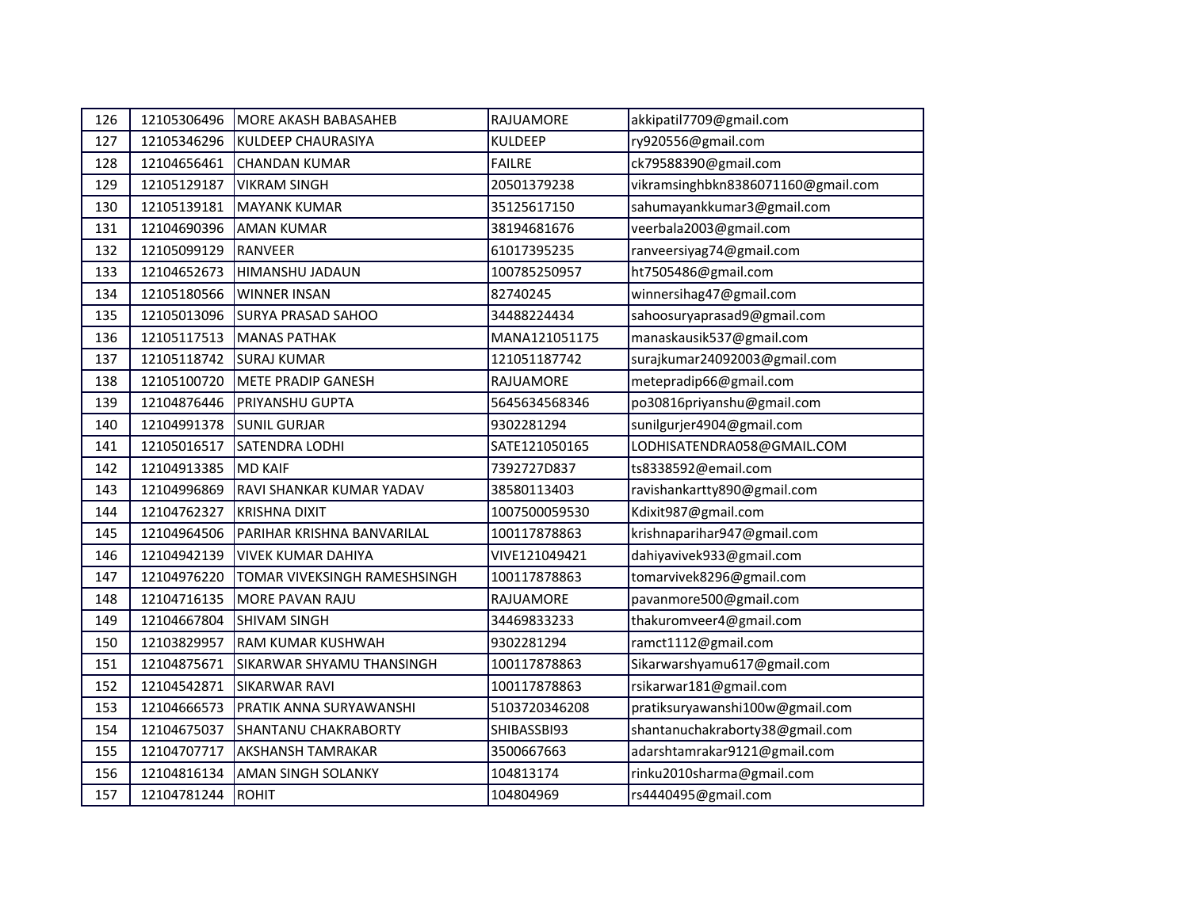| 126 | 12105306496 | MORE AKASH BABASAHEB | RAJUAMORE | akkipatil7709@gmail.com |
|---|---|---|---|---|
| 127 | 12105346296 | KULDEEP CHAURASIYA | KULDEEP | ry920556@gmail.com |
| 128 | 12104656461 | CHANDAN KUMAR | FAILRE | ck79588390@gmail.com |
| 129 | 12105129187 | VIKRAM SINGH | 20501379238 | vikramsinghbkn8386071160@gmail.com |
| 130 | 12105139181 | MAYANK KUMAR | 35125617150 | sahumayankkumar3@gmail.com |
| 131 | 12104690396 | AMAN KUMAR | 38194681676 | veerbala2003@gmail.com |
| 132 | 12105099129 | RANVEER | 61017395235 | ranveersiyag74@gmail.com |
| 133 | 12104652673 | HIMANSHU JADAUN | 100785250957 | ht7505486@gmail.com |
| 134 | 12105180566 | WINNER INSAN | 82740245 | winnersihag47@gmail.com |
| 135 | 12105013096 | SURYA PRASAD SAHOO | 34488224434 | sahoosuryaprasad9@gmail.com |
| 136 | 12105117513 | MANAS PATHAK | MANA121051175 | manaskausik537@gmail.com |
| 137 | 12105118742 | SURAJ KUMAR | 121051187742 | surajkumar24092003@gmail.com |
| 138 | 12105100720 | METE PRADIP GANESH | RAJUAMORE | metepradip66@gmail.com |
| 139 | 12104876446 | PRIYANSHU GUPTA | 5645634568346 | po30816priyanshu@gmail.com |
| 140 | 12104991378 | SUNIL GURJAR | 9302281294 | sunilgurjer4904@gmail.com |
| 141 | 12105016517 | SATENDRA LODHI | SATE121050165 | LODHISATENDRA058@GMAIL.COM |
| 142 | 12104913385 | MD KAIF | 7392727D837 | ts8338592@email.com |
| 143 | 12104996869 | RAVI SHANKAR KUMAR YADAV | 38580113403 | ravishankartty890@gmail.com |
| 144 | 12104762327 | KRISHNA DIXIT | 1007500059530 | Kdixit987@gmail.com |
| 145 | 12104964506 | PARIHAR KRISHNA BANVARILAL | 100117878863 | krishnaparihar947@gmail.com |
| 146 | 12104942139 | VIVEK KUMAR DAHIYA | VIVE121049421 | dahiyavivek933@gmail.com |
| 147 | 12104976220 | TOMAR VIVEKSINGH RAMESHSINGH | 100117878863 | tomarvivek8296@gmail.com |
| 148 | 12104716135 | MORE PAVAN RAJU | RAJUAMORE | pavanmore500@gmail.com |
| 149 | 12104667804 | SHIVAM SINGH | 34469833233 | thakuromveer4@gmail.com |
| 150 | 12103829957 | RAM KUMAR KUSHWAH | 9302281294 | ramct1112@gmail.com |
| 151 | 12104875671 | SIKARWAR SHYAMU THANSINGH | 100117878863 | Sikarwarshyamu617@gmail.com |
| 152 | 12104542871 | SIKARWAR RAVI | 100117878863 | rsikarwar181@gmail.com |
| 153 | 12104666573 | PRATIK ANNA SURYAWANSHI | 5103720346208 | pratiksuryawanshi100w@gmail.com |
| 154 | 12104675037 | SHANTANU CHAKRABORTY | SHIBASSBI93 | shantanuchakraborty38@gmail.com |
| 155 | 12104707717 | AKSHANSH TAMRAKAR | 3500667663 | adarshtamrakar9121@gmail.com |
| 156 | 12104816134 | AMAN SINGH SOLANKY | 104813174 | rinku2010sharma@gmail.com |
| 157 | 12104781244 | ROHIT | 104804969 | rs4440495@gmail.com |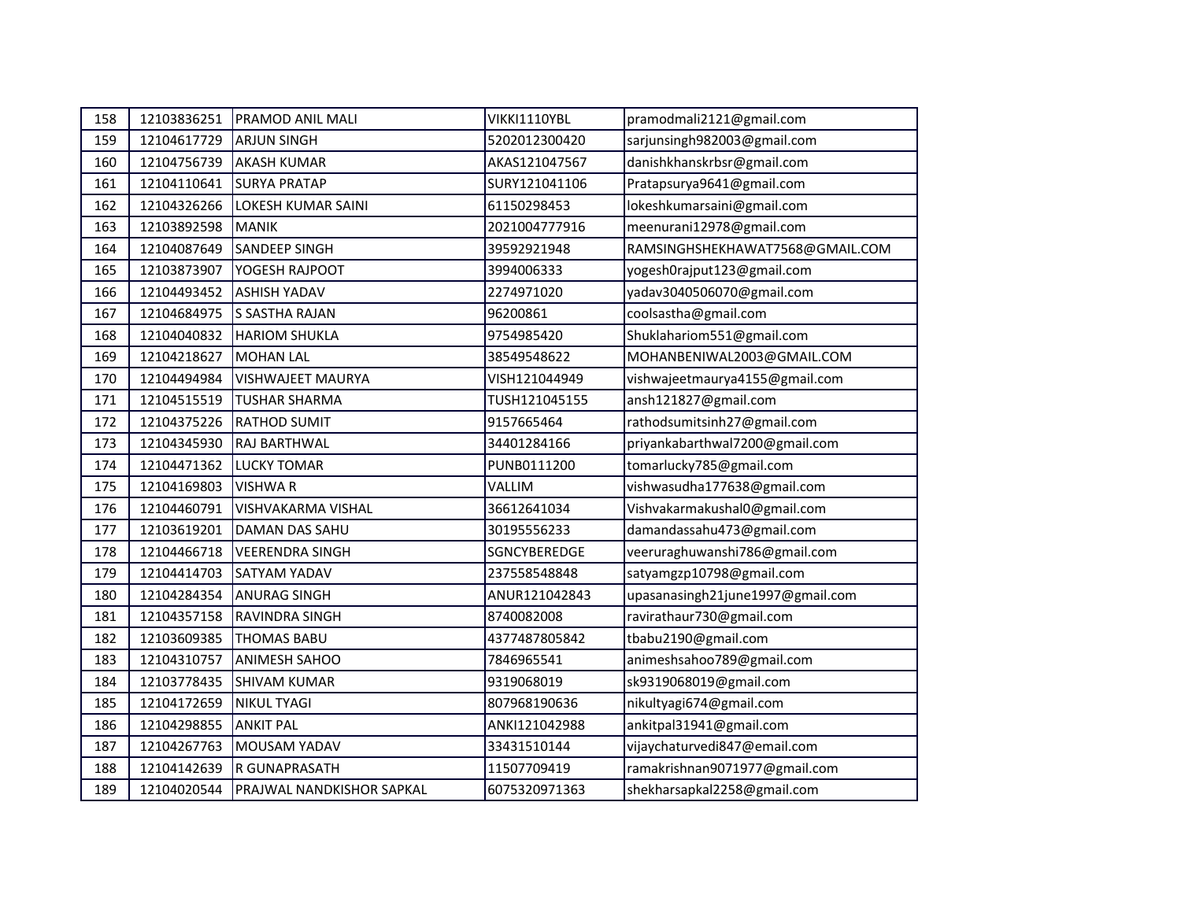| 158 | 12103836251 | PRAMOD ANIL MALI | VIKKI1110YBL | pramodmali2121@gmail.com |
|---|---|---|---|---|
| 159 | 12104617729 | ARJUN SINGH | 5202012300420 | sarjunsingh982003@gmail.com |
| 160 | 12104756739 | AKASH KUMAR | AKAS121047567 | danishkhanskrbsr@gmail.com |
| 161 | 12104110641 | SURYA PRATAP | SURY121041106 | Pratapsurya9641@gmail.com |
| 162 | 12104326266 | LOKESH KUMAR SAINI | 61150298453 | lokeshkumarsaini@gmail.com |
| 163 | 12103892598 | MANIK | 2021004777916 | meenurani12978@gmail.com |
| 164 | 12104087649 | SANDEEP SINGH | 39592921948 | RAMSINGHSHEKHAWAT7568@GMAIL.COM |
| 165 | 12103873907 | YOGESH RAJPOOT | 3994006333 | yogesh0rajput123@gmail.com |
| 166 | 12104493452 | ASHISH YADAV | 2274971020 | yadav3040506070@gmail.com |
| 167 | 12104684975 | S SASTHA RAJAN | 96200861 | coolsastha@gmail.com |
| 168 | 12104040832 | HARIOM SHUKLA | 9754985420 | Shuklahariom551@gmail.com |
| 169 | 12104218627 | MOHAN LAL | 38549548622 | MOHANBENIWAL2003@GMAIL.COM |
| 170 | 12104494984 | VISHWAJEET MAURYA | VISH121044949 | vishwajeetmaurya4155@gmail.com |
| 171 | 12104515519 | TUSHAR SHARMA | TUSH121045155 | ansh121827@gmail.com |
| 172 | 12104375226 | RATHOD SUMIT | 9157665464 | rathodsumitsinh27@gmail.com |
| 173 | 12104345930 | RAJ BARTHWAL | 34401284166 | priyankabarthwal7200@gmail.com |
| 174 | 12104471362 | LUCKY TOMAR | PUNB0111200 | tomarlucky785@gmail.com |
| 175 | 12104169803 | VISHWA R | VALLIM | vishwasudha177638@gmail.com |
| 176 | 12104460791 | VISHVAKARMA VISHAL | 36612641034 | Vishvakarmakushal0@gmail.com |
| 177 | 12103619201 | DAMAN DAS SAHU | 30195556233 | damandassahu473@gmail.com |
| 178 | 12104466718 | VEERENDRA SINGH | SGNCYBEREDGE | veeruraghuwanshi786@gmail.com |
| 179 | 12104414703 | SATYAM YADAV | 237558548848 | satyamgzp10798@gmail.com |
| 180 | 12104284354 | ANURAG SINGH | ANUR121042843 | upasanasingh21june1997@gmail.com |
| 181 | 12104357158 | RAVINDRA SINGH | 8740082008 | ravirathaur730@gmail.com |
| 182 | 12103609385 | THOMAS BABU | 4377487805842 | tbabu2190@gmail.com |
| 183 | 12104310757 | ANIMESH SAHOO | 7846965541 | animeshsahoo789@gmail.com |
| 184 | 12103778435 | SHIVAM KUMAR | 9319068019 | sk9319068019@gmail.com |
| 185 | 12104172659 | NIKUL TYAGI | 807968190636 | nikultyagi674@gmail.com |
| 186 | 12104298855 | ANKIT PAL | ANKI121042988 | ankitpal31941@gmail.com |
| 187 | 12104267763 | MOUSAM YADAV | 33431510144 | vijaychaturvedi847@email.com |
| 188 | 12104142639 | R GUNAPRASATH | 11507709419 | ramakrishnan9071977@gmail.com |
| 189 | 12104020544 | PRAJWAL NANDKISHOR SAPKAL | 6075320971363 | shekharsapkal2258@gmail.com |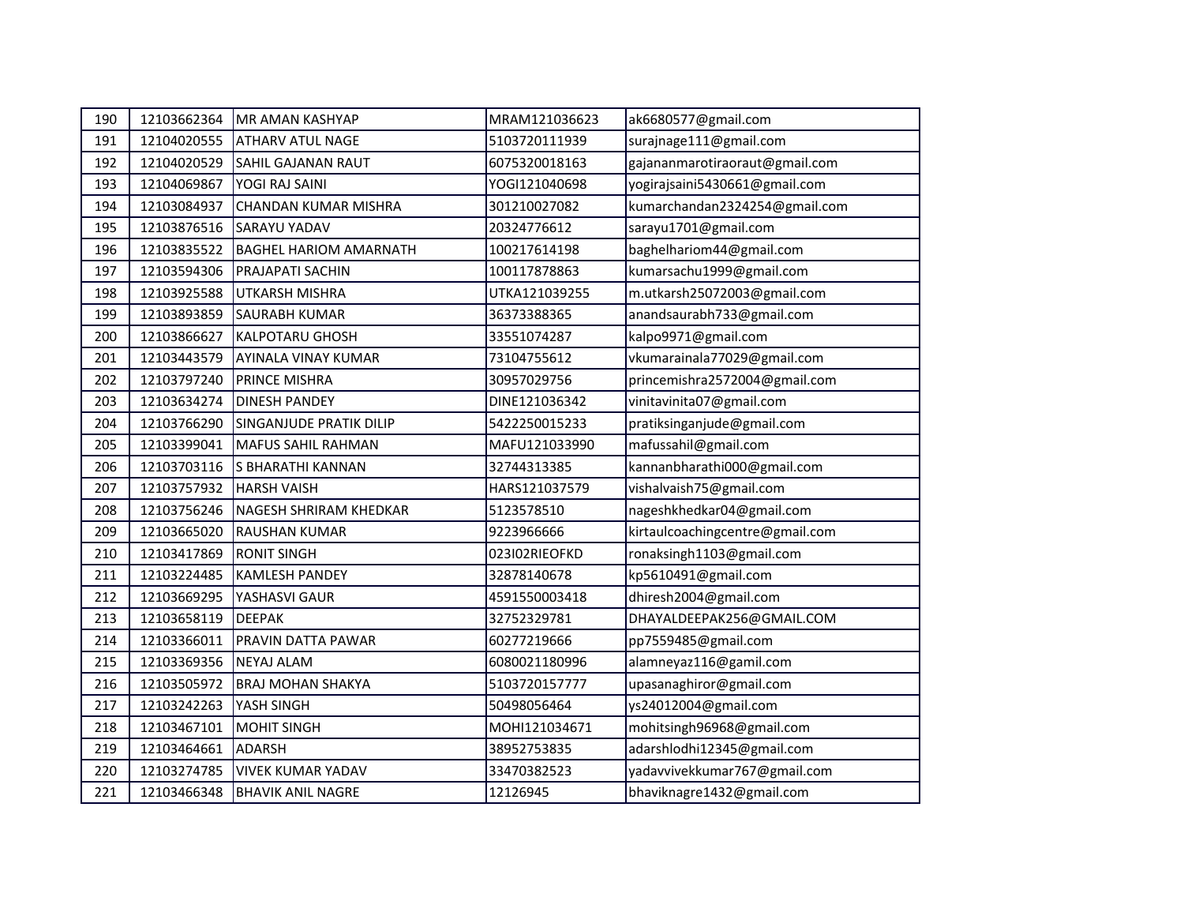| | | | | |
|---|---|---|---|---|
| 190 | 12103662364 | MR AMAN KASHYAP | MRAM121036623 | ak6680577@gmail.com |
| 191 | 12104020555 | ATHARV ATUL NAGE | 5103720111939 | surajnage111@gmail.com |
| 192 | 12104020529 | SAHIL GAJANAN RAUT | 6075320018163 | gajananmarotiraoraut@gmail.com |
| 193 | 12104069867 | YOGI RAJ SAINI | YOGI121040698 | yogirajsaini5430661@gmail.com |
| 194 | 12103084937 | CHANDAN KUMAR MISHRA | 301210027082 | kumarchandan2324254@gmail.com |
| 195 | 12103876516 | SARAYU YADAV | 20324776612 | sarayu1701@gmail.com |
| 196 | 12103835522 | BAGHEL HARIOM AMARNATH | 100217614198 | baghelhariom44@gmail.com |
| 197 | 12103594306 | PRAJAPATI SACHIN | 100117878863 | kumarsachu1999@gmail.com |
| 198 | 12103925588 | UTKARSH MISHRA | UTKA121039255 | m.utkarsh25072003@gmail.com |
| 199 | 12103893859 | SAURABH KUMAR | 36373388365 | anandsaurabh733@gmail.com |
| 200 | 12103866627 | KALPOTARU GHOSH | 33551074287 | kalpo9971@gmail.com |
| 201 | 12103443579 | AYINALA VINAY KUMAR | 73104755612 | vkumarainala77029@gmail.com |
| 202 | 12103797240 | PRINCE MISHRA | 30957029756 | princemishra2572004@gmail.com |
| 203 | 12103634274 | DINESH PANDEY | DINE121036342 | vinitavinita07@gmail.com |
| 204 | 12103766290 | SINGANJUDE PRATIK DILIP | 5422250015233 | pratiksinganjude@gmail.com |
| 205 | 12103399041 | MAFUS SAHIL RAHMAN | MAFU121033990 | mafussahil@gmail.com |
| 206 | 12103703116 | S BHARATHI KANNAN | 32744313385 | kannanbharathi000@gmail.com |
| 207 | 12103757932 | HARSH VAISH | HARS121037579 | vishalvaish75@gmail.com |
| 208 | 12103756246 | NAGESH SHRIRAM KHEDKAR | 5123578510 | nageshkhedkar04@gmail.com |
| 209 | 12103665020 | RAUSHAN KUMAR | 9223966666 | kirtaulcoachingcentre@gmail.com |
| 210 | 12103417869 | RONIT SINGH | 023I02RIEOFKD | ronaksingh1103@gmail.com |
| 211 | 12103224485 | KAMLESH PANDEY | 32878140678 | kp5610491@gmail.com |
| 212 | 12103669295 | YASHASVI GAUR | 4591550003418 | dhiresh2004@gmail.com |
| 213 | 12103658119 | DEEPAK | 32752329781 | DHAYALDEEPAK256@GMAIL.COM |
| 214 | 12103366011 | PRAVIN DATTA PAWAR | 60277219666 | pp7559485@gmail.com |
| 215 | 12103369356 | NEYAJ ALAM | 6080021180996 | alamneyaz116@gamil.com |
| 216 | 12103505972 | BRAJ MOHAN SHAKYA | 5103720157777 | upasanaghiror@gmail.com |
| 217 | 12103242263 | YASH SINGH | 50498056464 | ys24012004@gmail.com |
| 218 | 12103467101 | MOHIT SINGH | MOHI121034671 | mohitsingh96968@gmail.com |
| 219 | 12103464661 | ADARSH | 38952753835 | adarshlodhi12345@gmail.com |
| 220 | 12103274785 | VIVEK KUMAR YADAV | 33470382523 | yadavvivekkumar767@gmail.com |
| 221 | 12103466348 | BHAVIK ANIL NAGRE | 12126945 | bhaviknagre1432@gmail.com |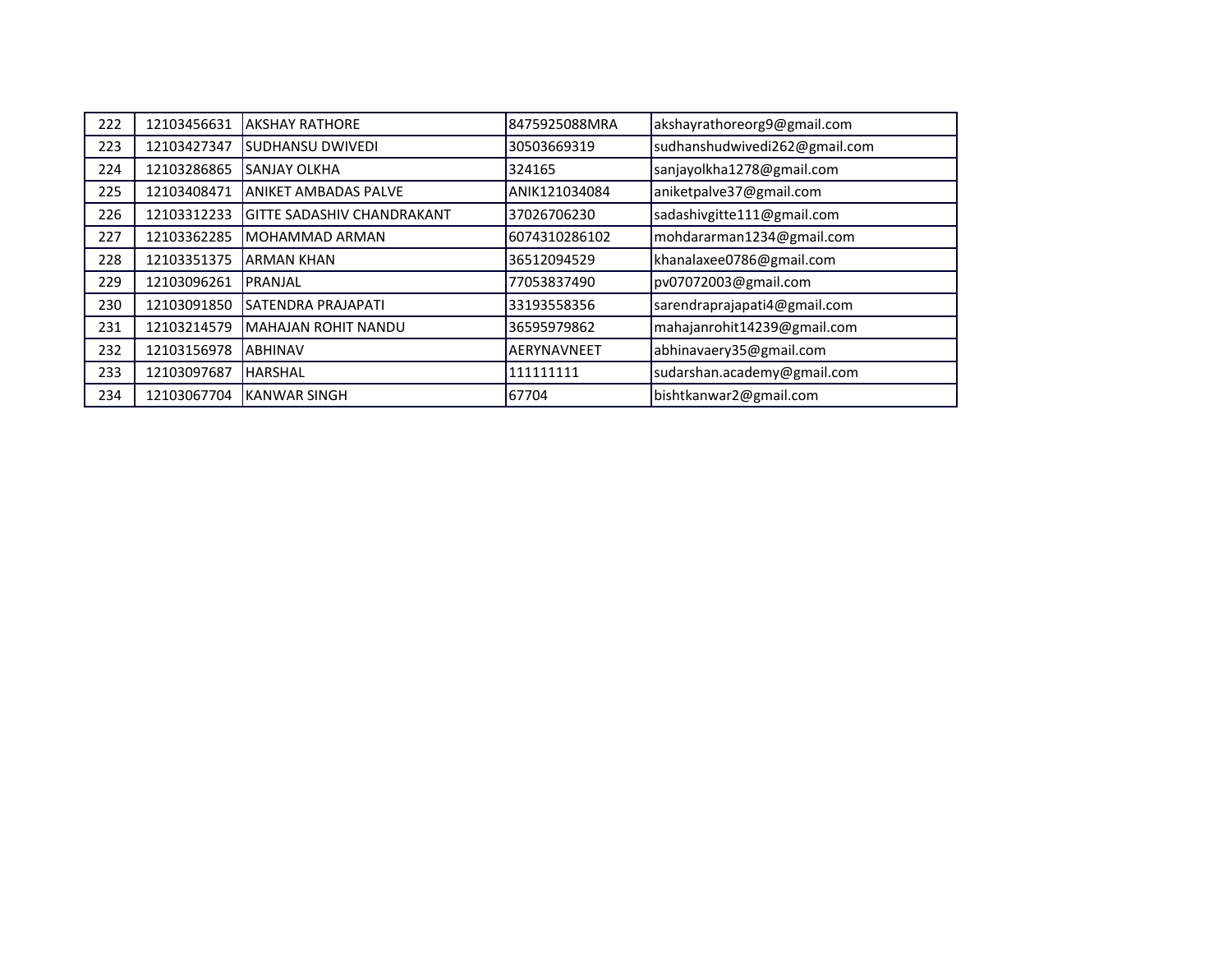| | | | | |
|---|---|---|---|---|
| 222 | 12103456631 | AKSHAY RATHORE | 8475925088MRA | akshayrathoreorg9@gmail.com |
| 223 | 12103427347 | SUDHANSU DWIVEDI | 30503669319 | sudhanshudwivedi262@gmail.com |
| 224 | 12103286865 | SANJAY OLKHA | 324165 | sanjayolkha1278@gmail.com |
| 225 | 12103408471 | ANIKET AMBADAS PALVE | ANIK121034084 | aniketpalve37@gmail.com |
| 226 | 12103312233 | GITTE SADASHIV CHANDRAKANT | 37026706230 | sadashivgitte111@gmail.com |
| 227 | 12103362285 | MOHAMMAD ARMAN | 6074310286102 | mohdararman1234@gmail.com |
| 228 | 12103351375 | ARMAN KHAN | 36512094529 | khanalaxee0786@gmail.com |
| 229 | 12103096261 | PRANJAL | 77053837490 | pv07072003@gmail.com |
| 230 | 12103091850 | SATENDRA PRAJAPATI | 33193558356 | sarendraprajapati4@gmail.com |
| 231 | 12103214579 | MAHAJAN ROHIT NANDU | 36595979862 | mahajanrohit14239@gmail.com |
| 232 | 12103156978 | ABHINAV | AERYNAVNEET | abhinavaery35@gmail.com |
| 233 | 12103097687 | HARSHAL | 111111111 | sudarshan.academy@gmail.com |
| 234 | 12103067704 | KANWAR SINGH | 67704 | bishtkanwar2@gmail.com |